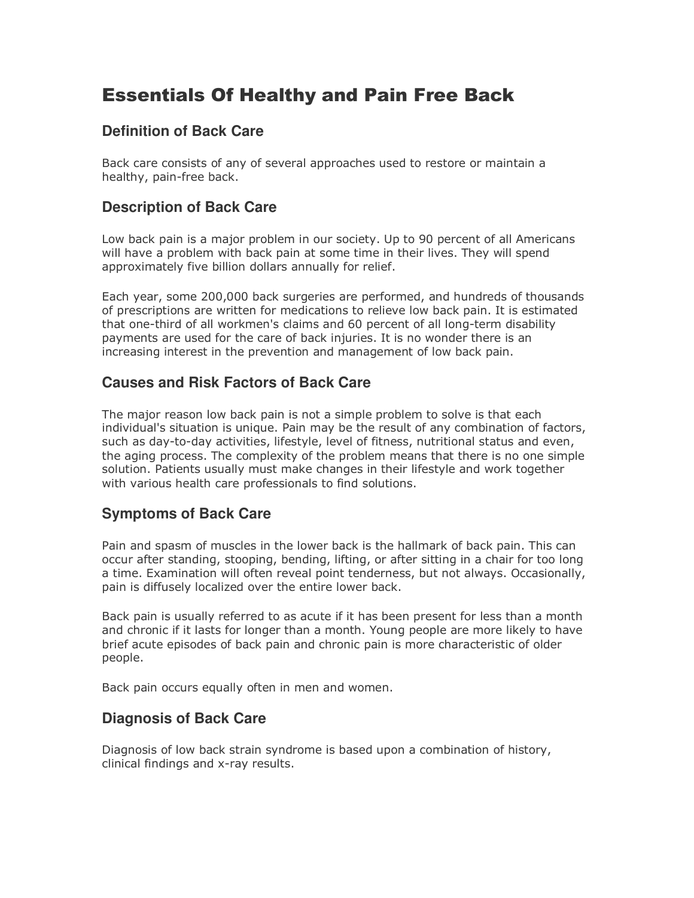# Essentials Of Healthy and Pain Free Back

## Definition of Back Care

Back care consists of any of several approaches used to restore or maintain a healthy, pain-free back.

## Description of Back Care

Low back pain is a major problem in our society. Up to 90 percent of all Americans will have a problem with back pain at some time in their lives. They will spend approximately five billion dollars annually for relief.

Each year, some 200,000 back surgeries are performed, and hundreds of thousands of prescriptions are written for medications to relieve low back pain. It is estimated that one-third of all workmen's claims and 60 percent of all long-term disability payments are used for the care of back injuries. It is no wonder there is an increasing interest in the prevention and management of low back pain.

## Causes and Risk Factors of Back Care

The major reason low back pain is not a simple problem to solve is that each individual's situation is unique. Pain may be the result of any combination of factors, such as day-to-day activities, lifestyle, level of fitness, nutritional status and even, the aging process. The complexity of the problem means that there is no one simple solution. Patients usually must make changes in their lifestyle and work together with various health care professionals to find solutions.

## Symptoms of Back Care

Pain and spasm of muscles in the lower back is the hallmark of back pain. This can occur after standing, stooping, bending, lifting, or after sitting in a chair for too long a time. Examination will often reveal point tenderness, but not always. Occasionally, pain is diffusely localized over the entire lower back.

Back pain is usually referred to as acute if it has been present for less than a month and chronic if it lasts for longer than a month. Young people are more likely to have brief acute episodes of back pain and chronic pain is more characteristic of older people.

Back pain occurs equally often in men and women.

## Diagnosis of Back Care

Diagnosis of low back strain syndrome is based upon a combination of history, clinical findings and x-ray results.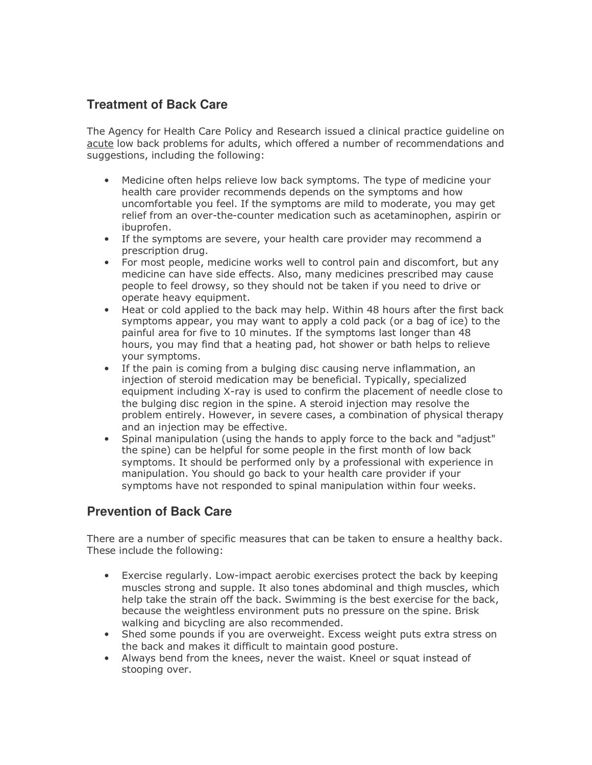## Treatment of Back Care

The Agency for Health Care Policy and Research issued a clinical practice guideline on acute low back problems for adults, which offered a number of recommendations and suggestions, including the following:

- Medicine often helps relieve low back symptoms. The type of medicine your health care provider recommends depends on the symptoms and how uncomfortable you feel. If the symptoms are mild to moderate, you may get relief from an over-the-counter medication such as acetaminophen, aspirin or ibuprofen.
- If the symptoms are severe, your health care provider may recommend a prescription drug.
- For most people, medicine works well to control pain and discomfort, but any medicine can have side effects. Also, many medicines prescribed may cause people to feel drowsy, so they should not be taken if you need to drive or operate heavy equipment.
- Heat or cold applied to the back may help. Within 48 hours after the first back symptoms appear, you may want to apply a cold pack (or a bag of ice) to the painful area for five to 10 minutes. If the symptoms last longer than 48 hours, you may find that a heating pad, hot shower or bath helps to relieve your symptoms.
- If the pain is coming from a bulging disc causing nerve inflammation, an injection of steroid medication may be beneficial. Typically, specialized equipment including X-ray is used to confirm the placement of needle close to the bulging disc region in the spine. A steroid injection may resolve the problem entirely. However, in severe cases, a combination of physical therapy and an injection may be effective.
- Spinal manipulation (using the hands to apply force to the back and "adjust" the spine) can be helpful for some people in the first month of low back symptoms. It should be performed only by a professional with experience in manipulation. You should go back to your health care provider if your symptoms have not responded to spinal manipulation within four weeks.

## Prevention of Back Care

There are a number of specific measures that can be taken to ensure a healthy back. These include the following:

- Exercise regularly. Low-impact aerobic exercises protect the back by keeping muscles strong and supple. It also tones abdominal and thigh muscles, which help take the strain off the back. Swimming is the best exercise for the back, because the weightless environment puts no pressure on the spine. Brisk walking and bicycling are also recommended.
- Shed some pounds if you are overweight. Excess weight puts extra stress on the back and makes it difficult to maintain good posture.
- Always bend from the knees, never the waist. Kneel or squat instead of stooping over.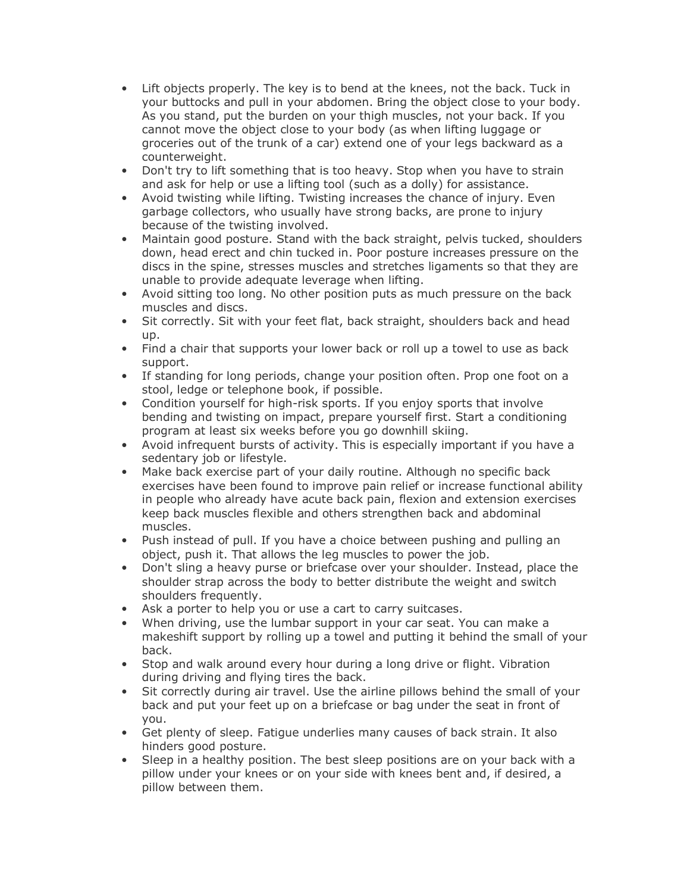- Lift objects properly. The key is to bend at the knees, not the back. Tuck in your buttocks and pull in your abdomen. Bring the object close to your body. As you stand, put the burden on your thigh muscles, not your back. If you cannot move the object close to your body (as when lifting luggage or groceries out of the trunk of a car) extend one of your legs backward as a counterweight.
- Don't try to lift something that is too heavy. Stop when you have to strain and ask for help or use a lifting tool (such as a dolly) for assistance.
- Avoid twisting while lifting. Twisting increases the chance of injury. Even garbage collectors, who usually have strong backs, are prone to injury because of the twisting involved.
- Maintain good posture. Stand with the back straight, pelvis tucked, shoulders down, head erect and chin tucked in. Poor posture increases pressure on the discs in the spine, stresses muscles and stretches ligaments so that they are unable to provide adequate leverage when lifting.
- Avoid sitting too long. No other position puts as much pressure on the back muscles and discs.
- Sit correctly. Sit with your feet flat, back straight, shoulders back and head up.
- Find a chair that supports your lower back or roll up a towel to use as back support.
- If standing for long periods, change your position often. Prop one foot on a stool, ledge or telephone book, if possible.
- Condition yourself for high-risk sports. If you enjoy sports that involve bending and twisting on impact, prepare yourself first. Start a conditioning program at least six weeks before you go downhill skiing.
- Avoid infrequent bursts of activity. This is especially important if you have a sedentary job or lifestyle.
- Make back exercise part of your daily routine. Although no specific back exercises have been found to improve pain relief or increase functional ability in people who already have acute back pain, flexion and extension exercises keep back muscles flexible and others strengthen back and abdominal muscles.
- Push instead of pull. If you have a choice between pushing and pulling an object, push it. That allows the leg muscles to power the job.
- Don't sling a heavy purse or briefcase over your shoulder. Instead, place the shoulder strap across the body to better distribute the weight and switch shoulders frequently.
- Ask a porter to help you or use a cart to carry suitcases.
- When driving, use the lumbar support in your car seat. You can make a makeshift support by rolling up a towel and putting it behind the small of your back.
- Stop and walk around every hour during a long drive or flight. Vibration during driving and flying tires the back.
- Sit correctly during air travel. Use the airline pillows behind the small of your back and put your feet up on a briefcase or bag under the seat in front of you.
- Get plenty of sleep. Fatigue underlies many causes of back strain. It also hinders good posture.
- Sleep in a healthy position. The best sleep positions are on your back with a pillow under your knees or on your side with knees bent and, if desired, a pillow between them.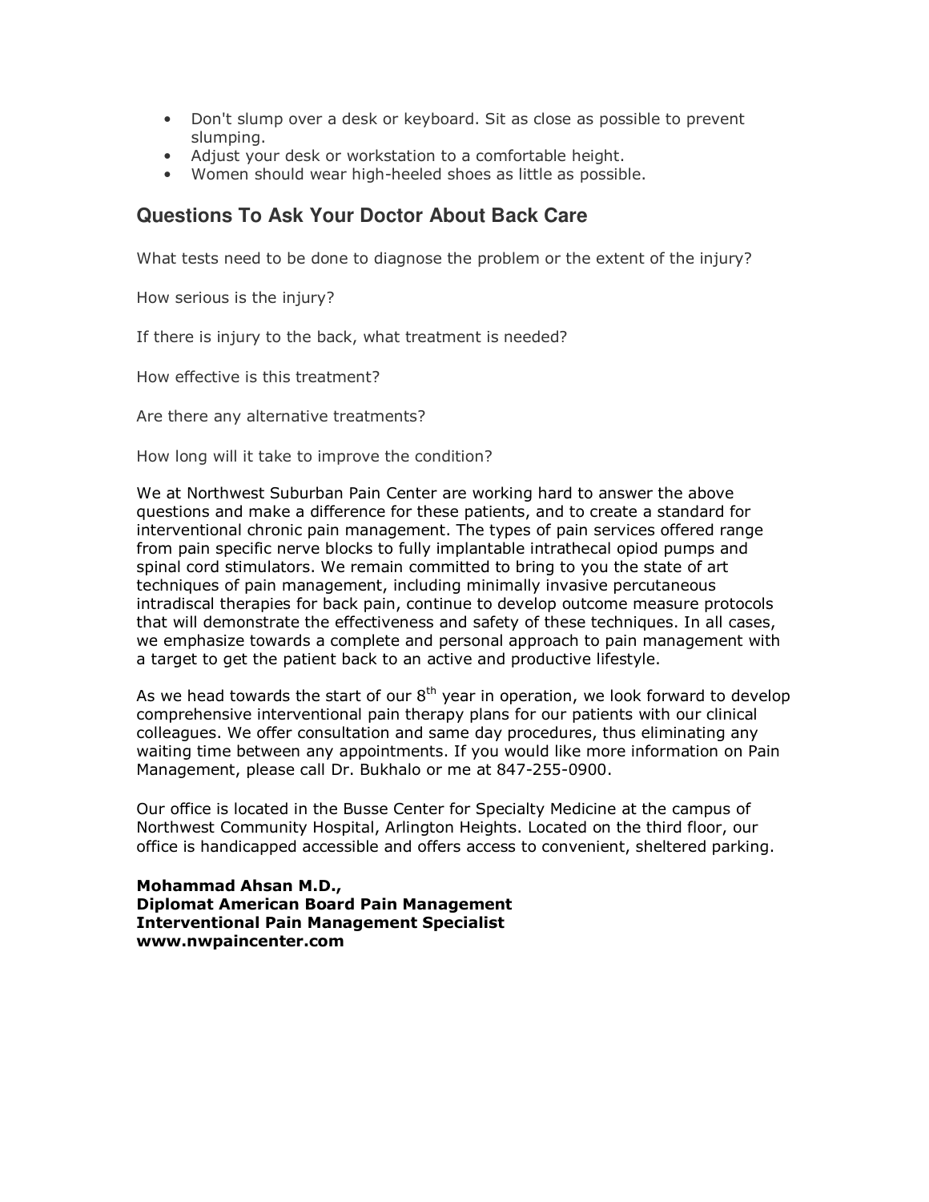- Don't slump over a desk or keyboard. Sit as close as possible to prevent slumping.
- Adjust your desk or workstation to a comfortable height.
- Women should wear high-heeled shoes as little as possible.

## Questions To Ask Your Doctor About Back Care

What tests need to be done to diagnose the problem or the extent of the injury?

How serious is the injury?

If there is injury to the back, what treatment is needed?

How effective is this treatment?

Are there any alternative treatments?

How long will it take to improve the condition?

We at Northwest Suburban Pain Center are working hard to answer the above questions and make a difference for these patients, and to create a standard for interventional chronic pain management. The types of pain services offered range from pain specific nerve blocks to fully implantable intrathecal opiod pumps and spinal cord stimulators. We remain committed to bring to you the state of art techniques of pain management, including minimally invasive percutaneous intradiscal therapies for back pain, continue to develop outcome measure protocols that will demonstrate the effectiveness and safety of these techniques. In all cases, we emphasize towards a complete and personal approach to pain management with a target to get the patient back to an active and productive lifestyle.

As we head towards the start of our 8th year in operation, we look forward to develop comprehensive interventional pain therapy plans for our patients with our clinical colleagues. We offer consultation and same day procedures, thus eliminating any waiting time between any appointments. If you would like more information on Pain Management, please call Dr. Bukhalo or me at 847-255-0900.

Our office is located in the Busse Center for Specialty Medicine at the campus of Northwest Community Hospital, Arlington Heights. Located on the third floor, our office is handicapped accessible and offers access to convenient, sheltered parking.

**Mohammad Ahsan M.D.,**
**Diplomat American Board Pain Management**
**Interventional Pain Management Specialist**
**www.nwpaincenter.com**